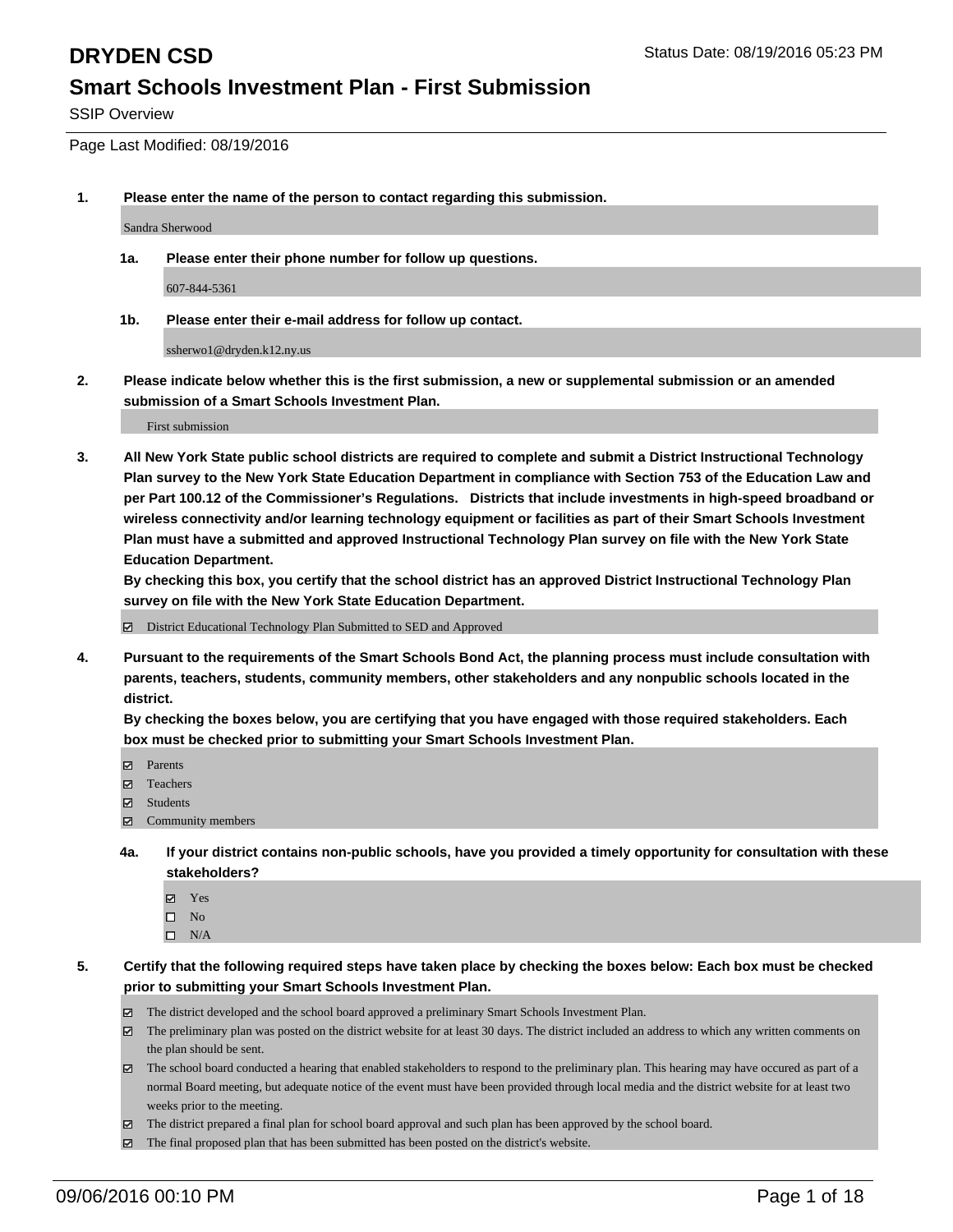# DRYDEN CSD

Status Date: 08/19/2016 05:23 PM

## Smart Schools Investment Plan - First Submission

SSIP Overview

Page Last Modified: 08/19/2016

**1. Please enter the name of the person to contact regarding this submission.**

Sandra Sherwood

**1a. Please enter their phone number for follow up questions.**

607-844-5361

**1b. Please enter their e-mail address for follow up contact.**

ssherwo1@dryden.k12.ny.us

**2. Please indicate below whether this is the first submission, a new or supplemental submission or an amended submission of a Smart Schools Investment Plan.**

First submission

**3. All New York State public school districts are required to complete and submit a District Instructional Technology Plan survey to the New York State Education Department in compliance with Section 753 of the Education Law and per Part 100.12 of the Commissioner's Regulations. Districts that include investments in high-speed broadband or wireless connectivity and/or learning technology equipment or facilities as part of their Smart Schools Investment Plan must have a submitted and approved Instructional Technology Plan survey on file with the New York State Education Department.**
**By checking this box, you certify that the school district has an approved District Instructional Technology Plan survey on file with the New York State Education Department.**

- ☑ District Educational Technology Plan Submitted to SED and Approved

**4. Pursuant to the requirements of the Smart Schools Bond Act, the planning process must include consultation with parents, teachers, students, community members, other stakeholders and any nonpublic schools located in the district.**
**By checking the boxes below, you are certifying that you have engaged with those required stakeholders. Each box must be checked prior to submitting your Smart Schools Investment Plan.**

- ☑ Parents
- ☑ Teachers
- ☑ Students
- ☑ Community members

**4a. If your district contains non-public schools, have you provided a timely opportunity for consultation with these stakeholders?**

- ☑ Yes
- ☐ No
- ☐ N/A

**5. Certify that the following required steps have taken place by checking the boxes below: Each box must be checked prior to submitting your Smart Schools Investment Plan.**

- ☑ The district developed and the school board approved a preliminary Smart Schools Investment Plan.
- ☑ The preliminary plan was posted on the district website for at least 30 days. The district included an address to which any written comments on the plan should be sent.
- ☑ The school board conducted a hearing that enabled stakeholders to respond to the preliminary plan. This hearing may have occured as part of a normal Board meeting, but adequate notice of the event must have been provided through local media and the district website for at least two weeks prior to the meeting.
- ☑ The district prepared a final plan for school board approval and such plan has been approved by the school board.
- ☑ The final proposed plan that has been submitted has been posted on the district's website.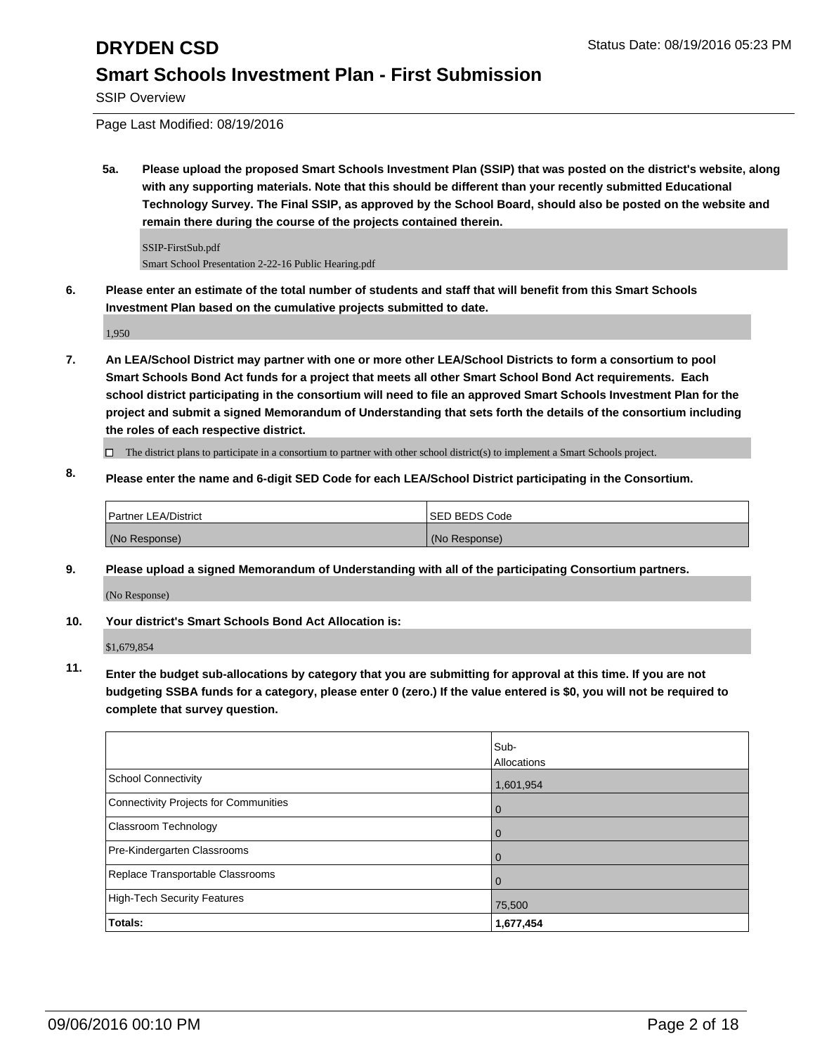# DRYDEN CSD

Status Date: 08/19/2016 05:23 PM

## Smart Schools Investment Plan - First Submission

SSIP Overview

Page Last Modified: 08/19/2016

**5a. Please upload the proposed Smart Schools Investment Plan (SSIP) that was posted on the district's website, along with any supporting materials. Note that this should be different than your recently submitted Educational Technology Survey. The Final SSIP, as approved by the School Board, should also be posted on the website and remain there during the course of the projects contained therein.**

SSIP-FirstSub.pdf
Smart School Presentation 2-22-16 Public Hearing.pdf

**6. Please enter an estimate of the total number of students and staff that will benefit from this Smart Schools Investment Plan based on the cumulative projects submitted to date.**

1,950

**7. An LEA/School District may partner with one or more other LEA/School Districts to form a consortium to pool Smart Schools Bond Act funds for a project that meets all other Smart School Bond Act requirements. Each school district participating in the consortium will need to file an approved Smart Schools Investment Plan for the project and submit a signed Memorandum of Understanding that sets forth the details of the consortium including the roles of each respective district.**

☐ The district plans to participate in a consortium to partner with other school district(s) to implement a Smart Schools project.

**8. Please enter the name and 6-digit SED Code for each LEA/School District participating in the Consortium.**

| Partner LEA/District | SED BEDS Code |
|---|---|
| (No Response) | (No Response) |

**9. Please upload a signed Memorandum of Understanding with all of the participating Consortium partners.**

(No Response)

**10. Your district's Smart Schools Bond Act Allocation is:**

$1,679,854

**11. Enter the budget sub-allocations by category that you are submitting for approval at this time. If you are not budgeting SSBA funds for a category, please enter 0 (zero.) If the value entered is $0, you will not be required to complete that survey question.**

| | Sub-Allocations |
|---|---|
| School Connectivity | 1,601,954 |
| Connectivity Projects for Communities | 0 |
| Classroom Technology | 0 |
| Pre-Kindergarten Classrooms | 0 |
| Replace Transportable Classrooms | 0 |
| High-Tech Security Features | 75,500 |
| **Totals:** | **1,677,454** |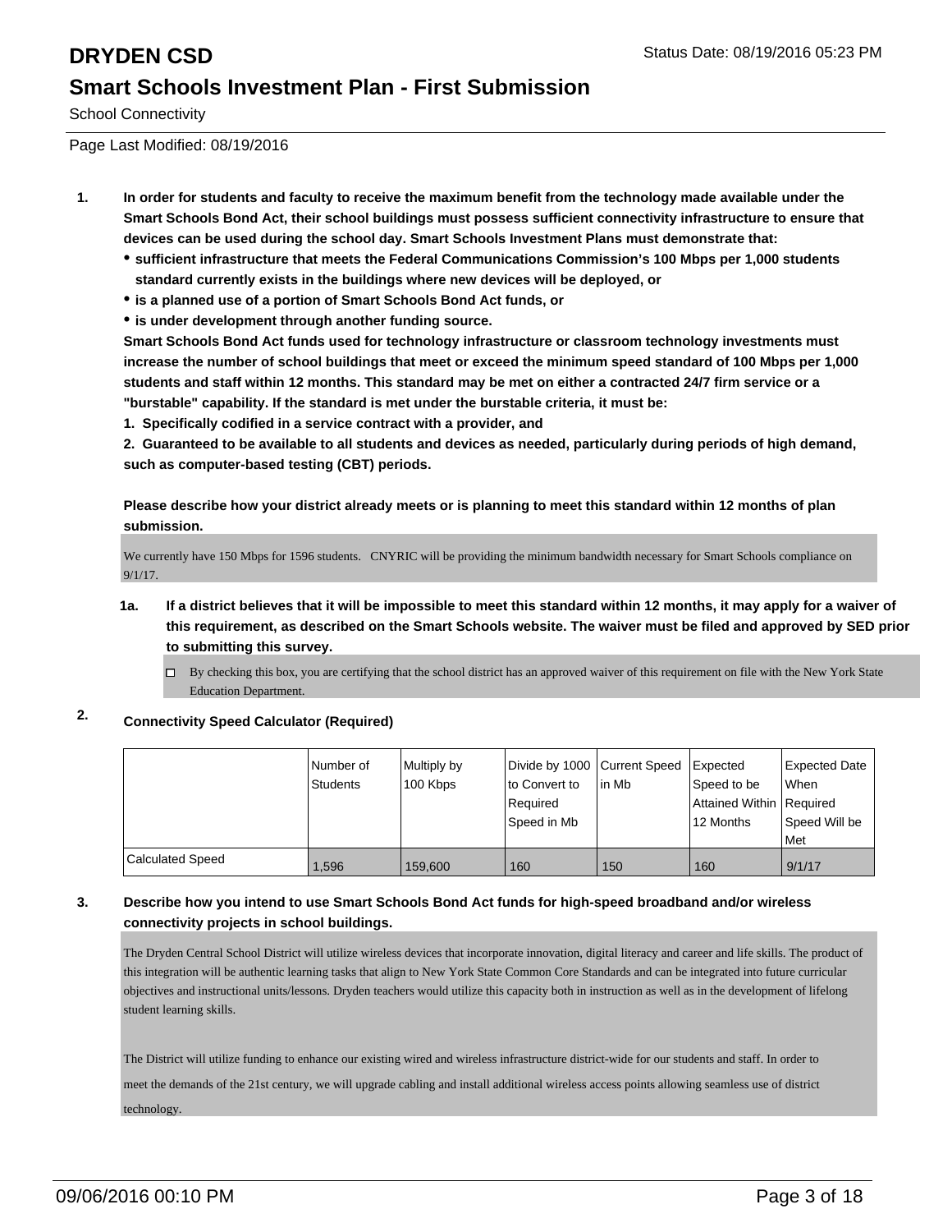# DRYDEN CSD

## Smart Schools Investment Plan - First Submission

School Connectivity

Page Last Modified: 08/19/2016

**1. In order for students and faculty to receive the maximum benefit from the technology made available under the Smart Schools Bond Act, their school buildings must possess sufficient connectivity infrastructure to ensure that devices can be used during the school day. Smart Schools Investment Plans must demonstrate that:**

- **sufficient infrastructure that meets the Federal Communications Commission's 100 Mbps per 1,000 students standard currently exists in the buildings where new devices will be deployed, or**
- **is a planned use of a portion of Smart Schools Bond Act funds, or**
- **is under development through another funding source.**

**Smart Schools Bond Act funds used for technology infrastructure or classroom technology investments must increase the number of school buildings that meet or exceed the minimum speed standard of 100 Mbps per 1,000 students and staff within 12 months. This standard may be met on either a contracted 24/7 firm service or a "burstable" capability. If the standard is met under the burstable criteria, it must be:**

**1. Specifically codified in a service contract with a provider, and**

**2. Guaranteed to be available to all students and devices as needed, particularly during periods of high demand, such as computer-based testing (CBT) periods.**

**Please describe how your district already meets or is planning to meet this standard within 12 months of plan submission.**

We currently have 150 Mbps for 1596 students. CNYRIC will be providing the minimum bandwidth necessary for Smart Schools compliance on 9/1/17.

**1a. If a district believes that it will be impossible to meet this standard within 12 months, it may apply for a waiver of this requirement, as described on the Smart Schools website. The waiver must be filed and approved by SED prior to submitting this survey.**

☐ By checking this box, you are certifying that the school district has an approved waiver of this requirement on file with the New York State Education Department.

**2. Connectivity Speed Calculator (Required)**

| | Number of Students | Multiply by 100 Kbps | Divide by 1000 to Convert to Required Speed in Mb | Current Speed in Mb | Expected Speed to be Attained Within 12 Months | Expected Date When Required Speed Will be Met |
|---|---|---|---|---|---|---|
| Calculated Speed | 1,596 | 159,600 | 160 | 150 | 160 | 9/1/17 |

**3. Describe how you intend to use Smart Schools Bond Act funds for high-speed broadband and/or wireless connectivity projects in school buildings.**

The Dryden Central School District will utilize wireless devices that incorporate innovation, digital literacy and career and life skills. The product of this integration will be authentic learning tasks that align to New York State Common Core Standards and can be integrated into future curricular objectives and instructional units/lessons. Dryden teachers would utilize this capacity both in instruction as well as in the development of lifelong student learning skills.

The District will utilize funding to enhance our existing wired and wireless infrastructure district-wide for our students and staff. In order to meet the demands of the 21st century, we will upgrade cabling and install additional wireless access points allowing seamless use of district technology.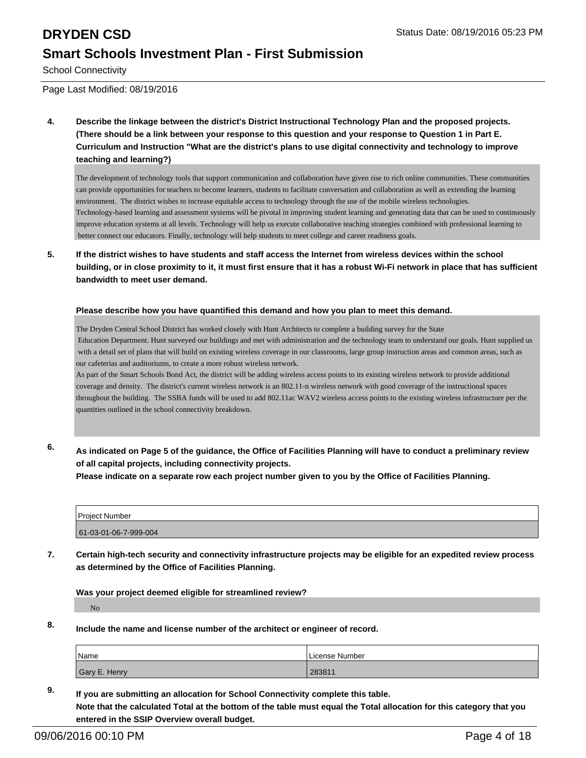**4. Describe the linkage between the district's District Instructional Technology Plan and the proposed projects. (There should be a link between your response to this question and your response to Question 1 in Part E. Curriculum and Instruction "What are the district's plans to use digital connectivity and technology to improve teaching and learning?)**

The development of technology tools that support communication and collaboration have given rise to rich online communities. These communities can provide opportunities for teachers to become learners, students to facilitate conversation and collaboration as well as extending the learning environment. The district wishes to increase equitable access to technology through the use of the mobile wireless technologies.
Technology-based learning and assessment systems will be pivotal in improving student learning and generating data that can be used to continuously improve education systems at all levels. Technology will help us execute collaborative teaching strategies combined with professional learning to better connect our educators. Finally, technology will help students to meet college and career readiness goals.

**5. If the district wishes to have students and staff access the Internet from wireless devices within the school building, or in close proximity to it, it must first ensure that it has a robust Wi-Fi network in place that has sufficient bandwidth to meet user demand.**

**Please describe how you have quantified this demand and how you plan to meet this demand.**

The Dryden Central School District has worked closely with Hunt Architects to complete a building survey for the State Education Department. Hunt surveyed our buildings and met with administration and the technology team to understand our goals. Hunt supplied us with a detail set of plans that will build on existing wireless coverage in our classrooms, large group instruction areas and common areas, such as our cafeterias and auditoriums, to create a more robust wireless network.
As part of the Smart Schools Bond Act, the district will be adding wireless access points to its existing wireless network to provide additional coverage and density. The district's current wireless network is an 802.11-n wireless network with good coverage of the instructional spaces throughout the building. The SSBA funds will be used to add 802.11ac WAV2 wireless access points to the existing wireless infrastructure per the quantities outlined in the school connectivity breakdown.

**6. As indicated on Page 5 of the guidance, the Office of Facilities Planning will have to conduct a preliminary review of all capital projects, including connectivity projects.
Please indicate on a separate row each project number given to you by the Office of Facilities Planning.**

| Project Number |
|---|
| 61-03-01-06-7-999-004 |

**7. Certain high-tech security and connectivity infrastructure projects may be eligible for an expedited review process as determined by the Office of Facilities Planning.**

**Was your project deemed eligible for streamlined review?**

No

**8. Include the name and license number of the architect or engineer of record.**

| Name | License Number |
|---|---|
| Gary E. Henry | 283811 |

**9. If you are submitting an allocation for School Connectivity complete this table.
Note that the calculated Total at the bottom of the table must equal the Total allocation for this category that you entered in the SSIP Overview overall budget.**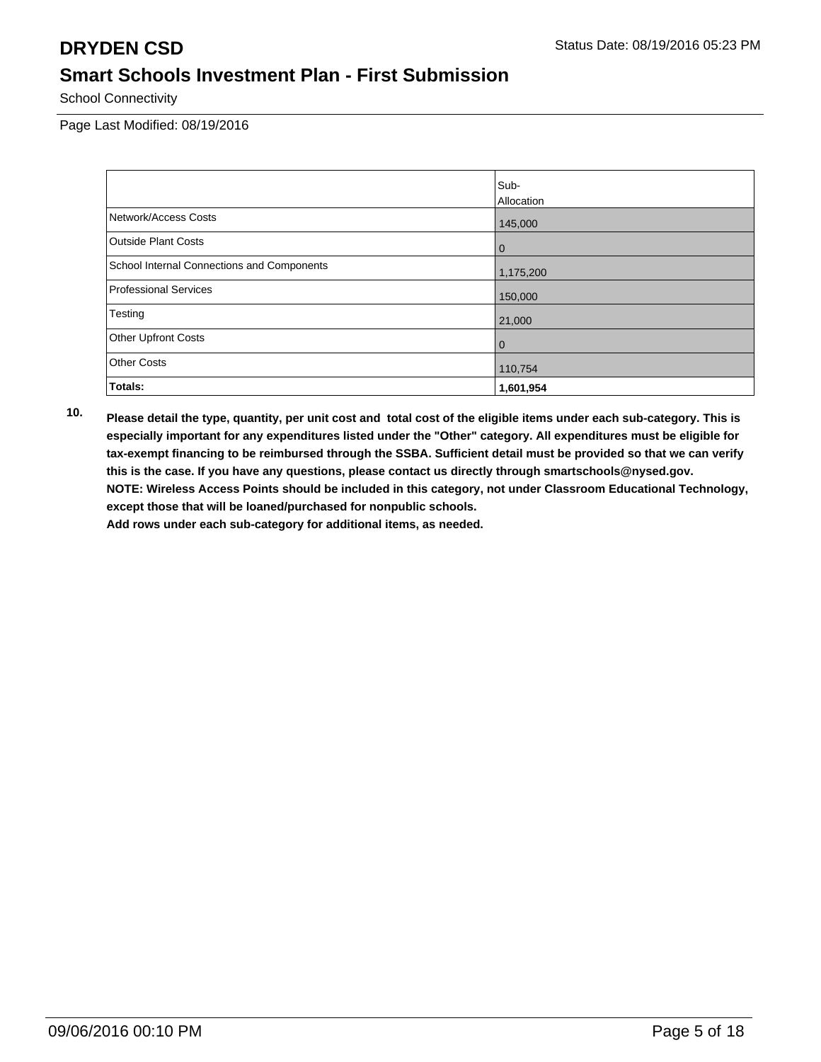# DRYDEN CSD

Status Date: 08/19/2016 05:23 PM

## Smart Schools Investment Plan - First Submission

School Connectivity

Page Last Modified: 08/19/2016

| | Sub-Allocation |
|---|---|
| Network/Access Costs | 145,000 |
| Outside Plant Costs | 0 |
| School Internal Connections and Components | 1,175,200 |
| Professional Services | 150,000 |
| Testing | 21,000 |
| Other Upfront Costs | 0 |
| Other Costs | 110,754 |
| **Totals:** | **1,601,954** |

**10.** **Please detail the type, quantity, per unit cost and total cost of the eligible items under each sub-category. This is especially important for any expenditures listed under the "Other" category. All expenditures must be eligible for tax-exempt financing to be reimbursed through the SSBA. Sufficient detail must be provided so that we can verify this is the case. If you have any questions, please contact us directly through smartschools@nysed.gov.**
**NOTE: Wireless Access Points should be included in this category, not under Classroom Educational Technology, except those that will be loaned/purchased for nonpublic schools.**
**Add rows under each sub-category for additional items, as needed.**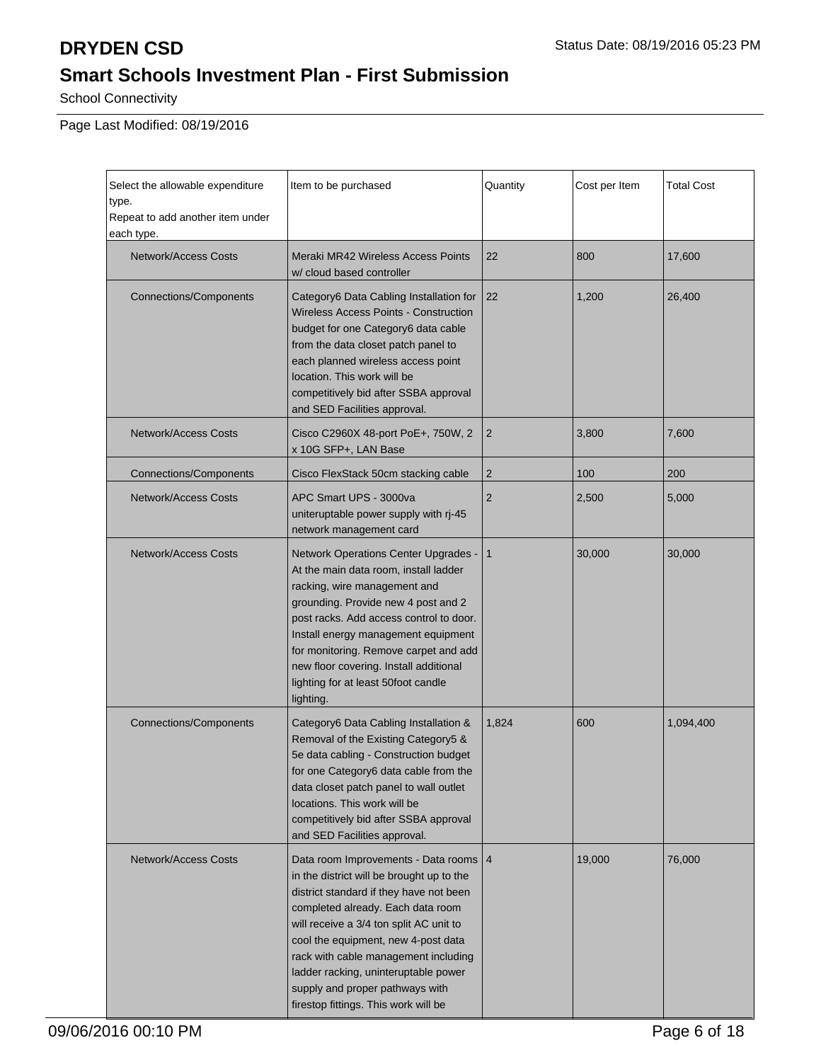# DRYDEN CSD

Status Date: 08/19/2016 05:23 PM

## Smart Schools Investment Plan - First Submission

School Connectivity

Page Last Modified: 08/19/2016

| Select the allowable expenditure type. Repeat to add another item under each type. | Item to be purchased | Quantity | Cost per Item | Total Cost |
|---|---|---|---|---|
| Network/Access Costs | Meraki MR42 Wireless Access Points w/ cloud based controller | 22 | 800 | 17,600 |
| Connections/Components | Category6 Data Cabling Installation for Wireless Access Points - Construction budget for one Category6 data cable from the data closet patch panel to each planned wireless access point location. This work will be competitively bid after SSBA approval and SED Facilities approval. | 22 | 1,200 | 26,400 |
| Network/Access Costs | Cisco C2960X 48-port PoE+, 750W, 2 x 10G SFP+, LAN Base | 2 | 3,800 | 7,600 |
| Connections/Components | Cisco FlexStack 50cm stacking cable | 2 | 100 | 200 |
| Network/Access Costs | APC Smart UPS - 3000va uniteruptable power supply with rj-45 network management card | 2 | 2,500 | 5,000 |
| Network/Access Costs | Network Operations Center Upgrades - At the main data room, install ladder racking, wire management and grounding. Provide new 4 post and 2 post racks. Add access control to door. Install energy management equipment for monitoring. Remove carpet and add new floor covering. Install additional lighting for at least 50foot candle lighting. | 1 | 30,000 | 30,000 |
| Connections/Components | Category6 Data Cabling Installation & Removal of the Existing Category5 & 5e data cabling - Construction budget for one Category6 data cable from the data closet patch panel to wall outlet locations. This work will be competitively bid after SSBA approval and SED Facilities approval. | 1,824 | 600 | 1,094,400 |
| Network/Access Costs | Data room Improvements - Data rooms in the district will be brought up to the district standard if they have not been completed already. Each data room will receive a 3/4 ton split AC unit to cool the equipment, new 4-post data rack with cable management including ladder racking, uninteruptable power supply and proper pathways with firestop fittings. This work will be | 4 | 19,000 | 76,000 |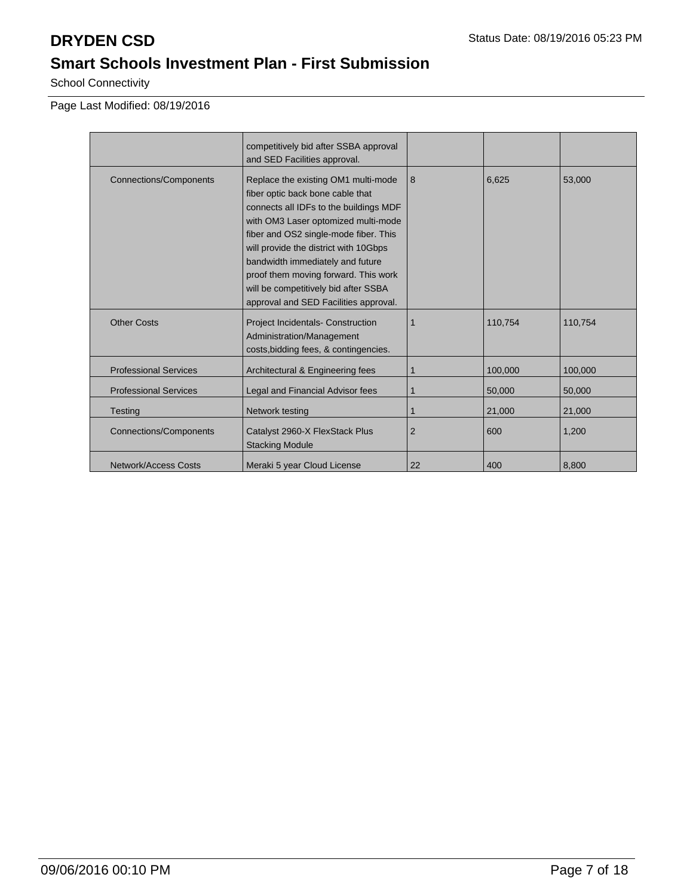# DRYDEN CSD

## Smart Schools Investment Plan - First Submission

School Connectivity

Page Last Modified: 08/19/2016

| | | | | |
|---|---|---|---|---|
| | competitively bid after SSBA approval and SED Facilities approval. | | | |
| Connections/Components | Replace the existing OM1 multi-mode fiber optic back bone cable that connects all IDFs to the buildings MDF with OM3 Laser optomized multi-mode fiber and OS2 single-mode fiber. This will provide the district with 10Gbps bandwidth immediately and future proof them moving forward. This work will be competitively bid after SSBA approval and SED Facilities approval. | 8 | 6,625 | 53,000 |
| Other Costs | Project Incidentals- Construction Administration/Management costs,bidding fees, & contingencies. | 1 | 110,754 | 110,754 |
| Professional Services | Architectural & Engineering fees | 1 | 100,000 | 100,000 |
| Professional Services | Legal and Financial Advisor fees | 1 | 50,000 | 50,000 |
| Testing | Network testing | 1 | 21,000 | 21,000 |
| Connections/Components | Catalyst 2960-X FlexStack Plus Stacking Module | 2 | 600 | 1,200 |
| Network/Access Costs | Meraki 5 year Cloud License | 22 | 400 | 8,800 |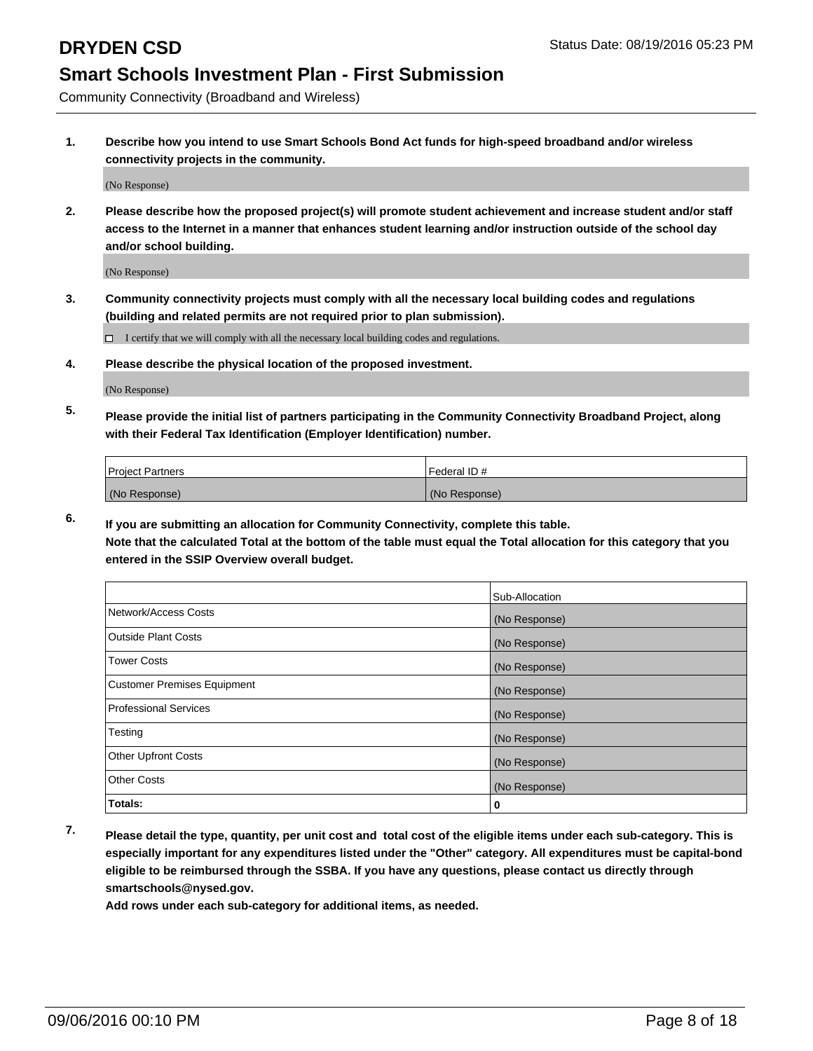# DRYDEN CSD

Status Date: 08/19/2016 05:23 PM

## Smart Schools Investment Plan - First Submission

Community Connectivity (Broadband and Wireless)

**1. Describe how you intend to use Smart Schools Bond Act funds for high-speed broadband and/or wireless connectivity projects in the community.**

(No Response)

**2. Please describe how the proposed project(s) will promote student achievement and increase student and/or staff access to the Internet in a manner that enhances student learning and/or instruction outside of the school day and/or school building.**

(No Response)

**3. Community connectivity projects must comply with all the necessary local building codes and regulations (building and related permits are not required prior to plan submission).**

☐ I certify that we will comply with all the necessary local building codes and regulations.

**4. Please describe the physical location of the proposed investment.**

(No Response)

**5. Please provide the initial list of partners participating in the Community Connectivity Broadband Project, along with their Federal Tax Identification (Employer Identification) number.**

| Project Partners | Federal ID # |
|---|---|
| (No Response) | (No Response) |

**6. If you are submitting an allocation for Community Connectivity, complete this table.**
**Note that the calculated Total at the bottom of the table must equal the Total allocation for this category that you entered in the SSIP Overview overall budget.**

| | Sub-Allocation |
|---|---|
| Network/Access Costs | (No Response) |
| Outside Plant Costs | (No Response) |
| Tower Costs | (No Response) |
| Customer Premises Equipment | (No Response) |
| Professional Services | (No Response) |
| Testing | (No Response) |
| Other Upfront Costs | (No Response) |
| Other Costs | (No Response) |
| **Totals:** | **0** |

**7. Please detail the type, quantity, per unit cost and total cost of the eligible items under each sub-category. This is especially important for any expenditures listed under the "Other" category. All expenditures must be capital-bond eligible to be reimbursed through the SSBA. If you have any questions, please contact us directly through smartschools@nysed.gov.**

**Add rows under each sub-category for additional items, as needed.**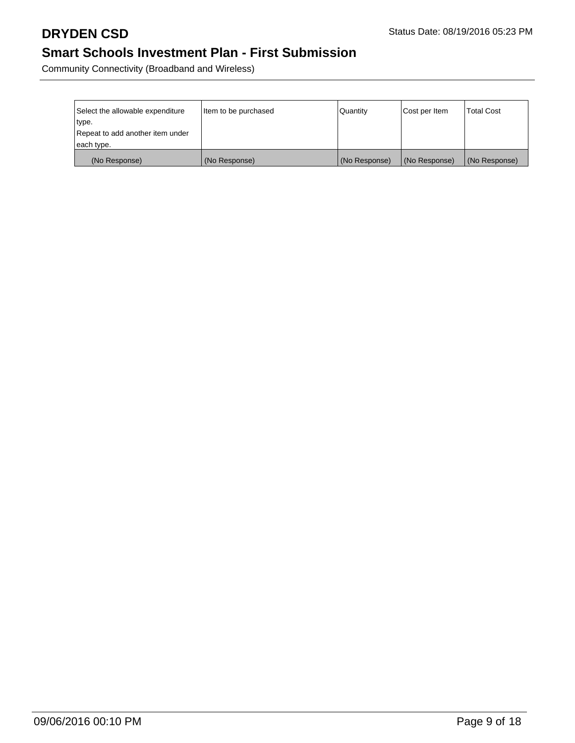| Select the allowable expenditure type. Repeat to add another item under each type. | Item to be purchased | Quantity | Cost per Item | Total Cost |
| --- | --- | --- | --- | --- |
| (No Response) | (No Response) | (No Response) | (No Response) | (No Response) |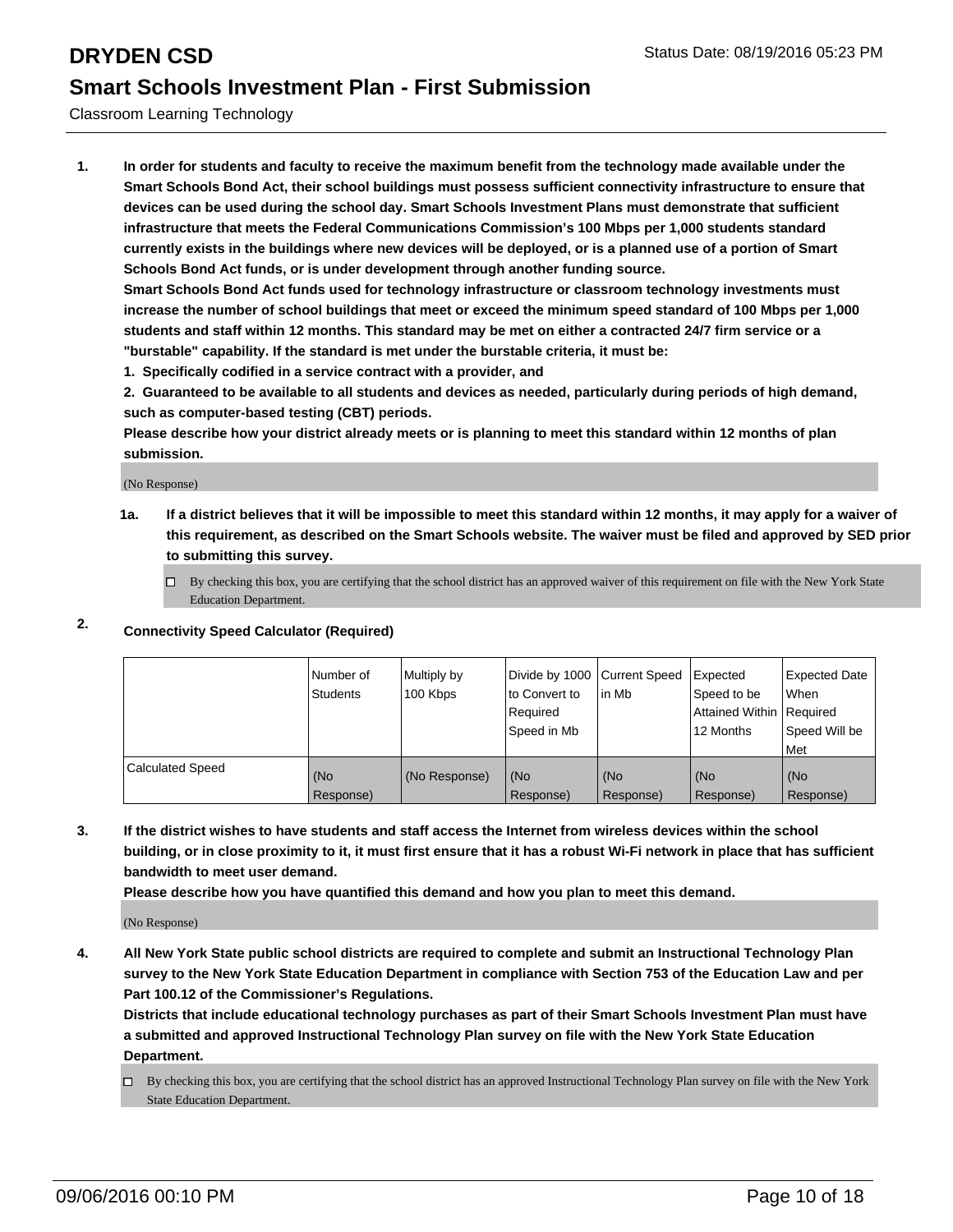# DRYDEN CSD

Status Date: 08/19/2016 05:23 PM

## Smart Schools Investment Plan - First Submission

Classroom Learning Technology

**1. In order for students and faculty to receive the maximum benefit from the technology made available under the Smart Schools Bond Act, their school buildings must possess sufficient connectivity infrastructure to ensure that devices can be used during the school day. Smart Schools Investment Plans must demonstrate that sufficient infrastructure that meets the Federal Communications Commission's 100 Mbps per 1,000 students standard currently exists in the buildings where new devices will be deployed, or is a planned use of a portion of Smart Schools Bond Act funds, or is under development through another funding source.**

**Smart Schools Bond Act funds used for technology infrastructure or classroom technology investments must increase the number of school buildings that meet or exceed the minimum speed standard of 100 Mbps per 1,000 students and staff within 12 months. This standard may be met on either a contracted 24/7 firm service or a "burstable" capability. If the standard is met under the burstable criteria, it must be:**

**1. Specifically codified in a service contract with a provider, and**

**2. Guaranteed to be available to all students and devices as needed, particularly during periods of high demand, such as computer-based testing (CBT) periods.**

**Please describe how your district already meets or is planning to meet this standard within 12 months of plan submission.**

(No Response)

**1a. If a district believes that it will be impossible to meet this standard within 12 months, it may apply for a waiver of this requirement, as described on the Smart Schools website. The waiver must be filed and approved by SED prior to submitting this survey.**

☐ By checking this box, you are certifying that the school district has an approved waiver of this requirement on file with the New York State Education Department.

**2. Connectivity Speed Calculator (Required)**

| | Number of Students | Multiply by 100 Kbps | Divide by 1000 to Convert to Required Speed in Mb | Current Speed in Mb | Expected Speed to be Attained Within 12 Months | Expected Date When Required Speed Will be Met |
|---|---|---|---|---|---|---|
| Calculated Speed | (No Response) | (No Response) | (No Response) | (No Response) | (No Response) | (No Response) |

**3. If the district wishes to have students and staff access the Internet from wireless devices within the school building, or in close proximity to it, it must first ensure that it has a robust Wi-Fi network in place that has sufficient bandwidth to meet user demand.**

**Please describe how you have quantified this demand and how you plan to meet this demand.**

(No Response)

**4. All New York State public school districts are required to complete and submit an Instructional Technology Plan survey to the New York State Education Department in compliance with Section 753 of the Education Law and per Part 100.12 of the Commissioner's Regulations.**

**Districts that include educational technology purchases as part of their Smart Schools Investment Plan must have a submitted and approved Instructional Technology Plan survey on file with the New York State Education Department.**

☐ By checking this box, you are certifying that the school district has an approved Instructional Technology Plan survey on file with the New York State Education Department.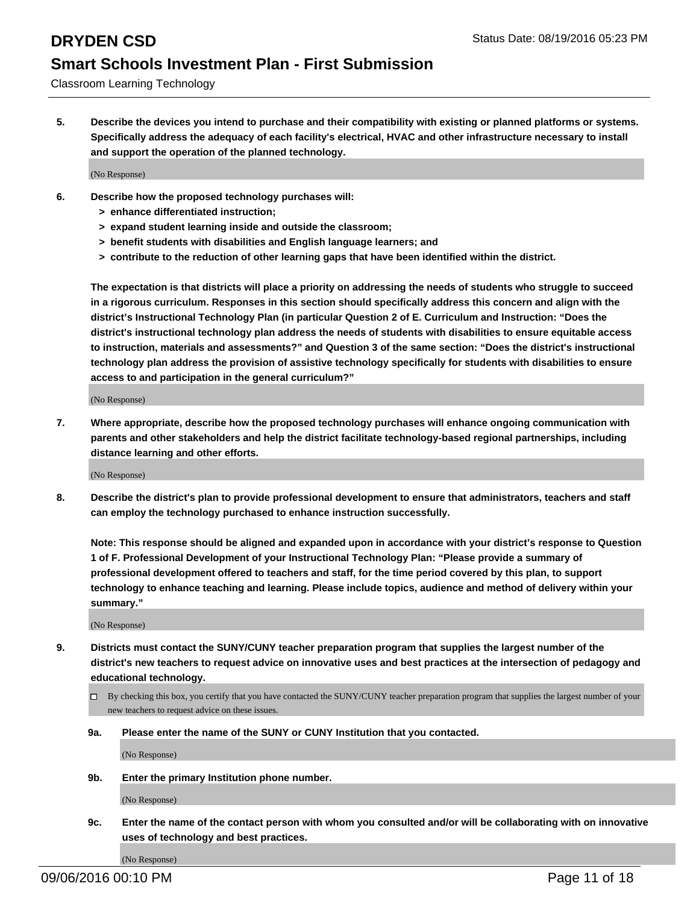**5. Describe the devices you intend to purchase and their compatibility with existing or planned platforms or systems. Specifically address the adequacy of each facility's electrical, HVAC and other infrastructure necessary to install and support the operation of the planned technology.**

(No Response)

**6. Describe how the proposed technology purchases will:**
- **> enhance differentiated instruction;**
- **> expand student learning inside and outside the classroom;**
- **> benefit students with disabilities and English language learners; and**
- **> contribute to the reduction of other learning gaps that have been identified within the district.**

**The expectation is that districts will place a priority on addressing the needs of students who struggle to succeed in a rigorous curriculum. Responses in this section should specifically address this concern and align with the district's Instructional Technology Plan (in particular Question 2 of E. Curriculum and Instruction: "Does the district's instructional technology plan address the needs of students with disabilities to ensure equitable access to instruction, materials and assessments?" and Question 3 of the same section: "Does the district's instructional technology plan address the provision of assistive technology specifically for students with disabilities to ensure access to and participation in the general curriculum?"**

(No Response)

**7. Where appropriate, describe how the proposed technology purchases will enhance ongoing communication with parents and other stakeholders and help the district facilitate technology-based regional partnerships, including distance learning and other efforts.**

(No Response)

**8. Describe the district's plan to provide professional development to ensure that administrators, teachers and staff can employ the technology purchased to enhance instruction successfully.**

**Note: This response should be aligned and expanded upon in accordance with your district's response to Question 1 of F. Professional Development of your Instructional Technology Plan: "Please provide a summary of professional development offered to teachers and staff, for the time period covered by this plan, to support technology to enhance teaching and learning. Please include topics, audience and method of delivery within your summary."**

(No Response)

**9. Districts must contact the SUNY/CUNY teacher preparation program that supplies the largest number of the district's new teachers to request advice on innovative uses and best practices at the intersection of pedagogy and educational technology.**

☐ By checking this box, you certify that you have contacted the SUNY/CUNY teacher preparation program that supplies the largest number of your new teachers to request advice on these issues.

**9a. Please enter the name of the SUNY or CUNY Institution that you contacted.**

(No Response)

**9b. Enter the primary Institution phone number.**

(No Response)

**9c. Enter the name of the contact person with whom you consulted and/or will be collaborating with on innovative uses of technology and best practices.**

(No Response)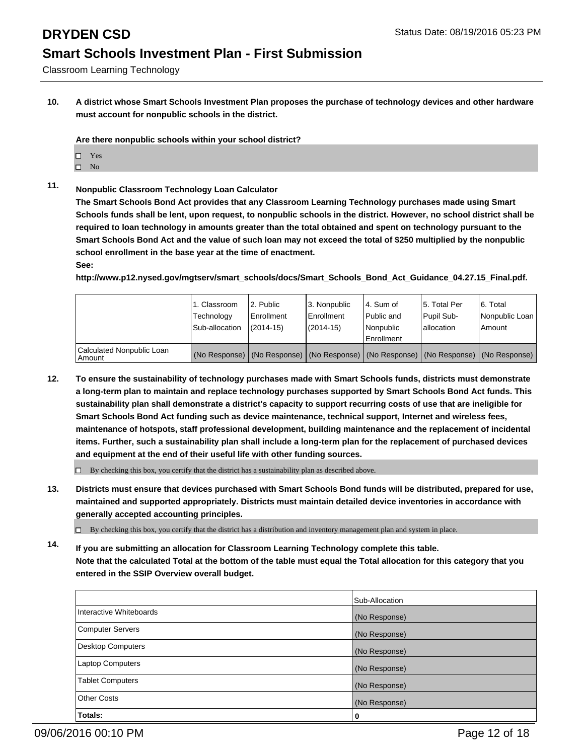# DRYDEN CSD

Status Date: 08/19/2016 05:23 PM

## Smart Schools Investment Plan - First Submission

Classroom Learning Technology

**10. A district whose Smart Schools Investment Plan proposes the purchase of technology devices and other hardware must account for nonpublic schools in the district.**

**Are there nonpublic schools within your school district?**

- ☐ Yes
- ☐ No

**11. Nonpublic Classroom Technology Loan Calculator**

**The Smart Schools Bond Act provides that any Classroom Learning Technology purchases made using Smart Schools funds shall be lent, upon request, to nonpublic schools in the district. However, no school district shall be required to loan technology in amounts greater than the total obtained and spent on technology pursuant to the Smart Schools Bond Act and the value of such loan may not exceed the total of $250 multiplied by the nonpublic school enrollment in the base year at the time of enactment.**

**See:**

**http://www.p12.nysed.gov/mgtserv/smart_schools/docs/Smart_Schools_Bond_Act_Guidance_04.27.15_Final.pdf.**

| | 1. Classroom Technology Sub-allocation | 2. Public Enrollment (2014-15) | 3. Nonpublic Enrollment (2014-15) | 4. Sum of Public and Nonpublic Enrollment | 5. Total Per Pupil Sub-allocation | 6. Total Nonpublic Loan Amount |
|---|---|---|---|---|---|---|
| Calculated Nonpublic Loan Amount | (No Response) | (No Response) | (No Response) | (No Response) | (No Response) | (No Response) |

**12. To ensure the sustainability of technology purchases made with Smart Schools funds, districts must demonstrate a long-term plan to maintain and replace technology purchases supported by Smart Schools Bond Act funds. This sustainability plan shall demonstrate a district's capacity to support recurring costs of use that are ineligible for Smart Schools Bond Act funding such as device maintenance, technical support, Internet and wireless fees, maintenance of hotspots, staff professional development, building maintenance and the replacement of incidental items. Further, such a sustainability plan shall include a long-term plan for the replacement of purchased devices and equipment at the end of their useful life with other funding sources.**

- ☐ By checking this box, you certify that the district has a sustainability plan as described above.

**13. Districts must ensure that devices purchased with Smart Schools Bond funds will be distributed, prepared for use, maintained and supported appropriately. Districts must maintain detailed device inventories in accordance with generally accepted accounting principles.**

- ☐ By checking this box, you certify that the district has a distribution and inventory management plan and system in place.

**14. If you are submitting an allocation for Classroom Learning Technology complete this table. Note that the calculated Total at the bottom of the table must equal the Total allocation for this category that you entered in the SSIP Overview overall budget.**

| | Sub-Allocation |
|---|---|
| Interactive Whiteboards | (No Response) |
| Computer Servers | (No Response) |
| Desktop Computers | (No Response) |
| Laptop Computers | (No Response) |
| Tablet Computers | (No Response) |
| Other Costs | (No Response) |
| **Totals:** | **0** |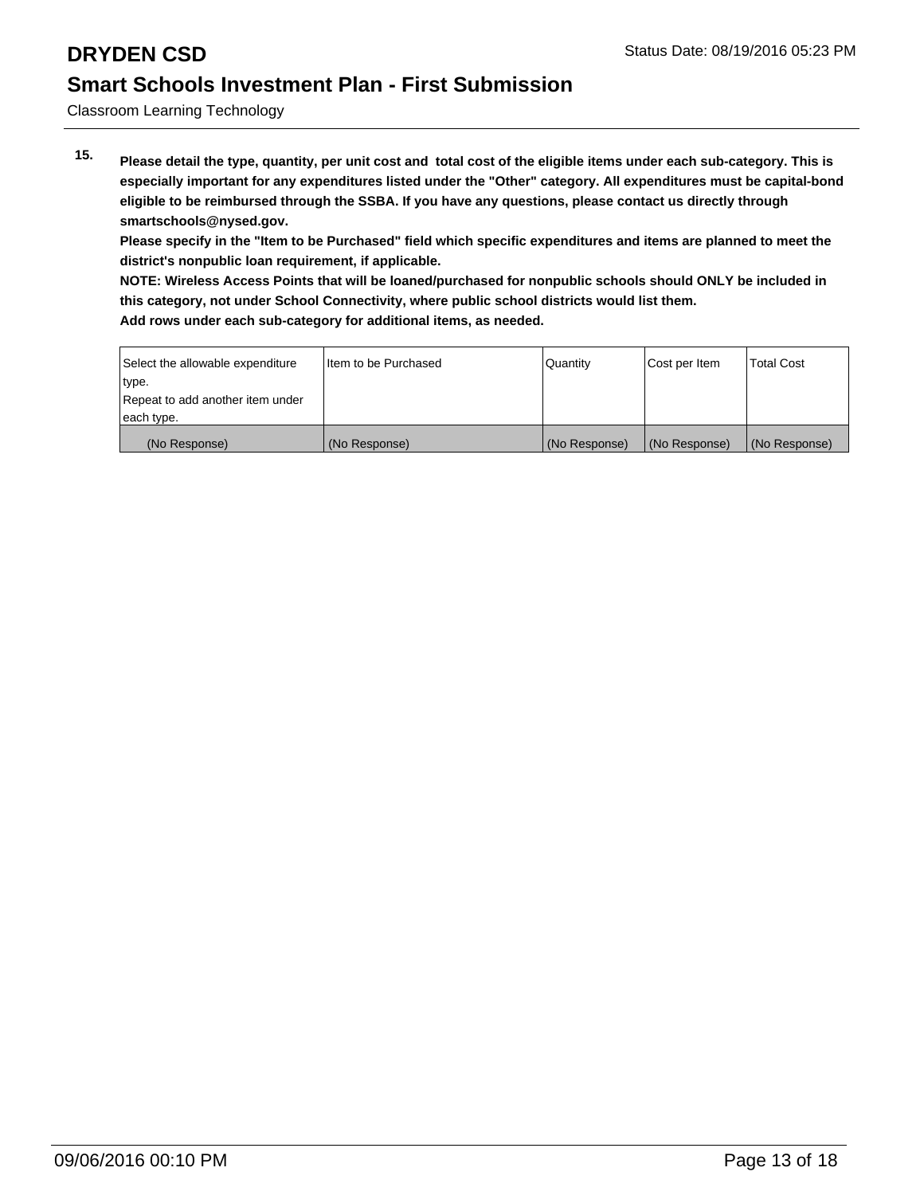# DRYDEN CSD

Status Date: 08/19/2016 05:23 PM

## Smart Schools Investment Plan - First Submission

Classroom Learning Technology

**15.** **Please detail the type, quantity, per unit cost and total cost of the eligible items under each sub-category. This is especially important for any expenditures listed under the "Other" category. All expenditures must be capital-bond eligible to be reimbursed through the SSBA. If you have any questions, please contact us directly through smartschools@nysed.gov.**

**Please specify in the "Item to be Purchased" field which specific expenditures and items are planned to meet the district's nonpublic loan requirement, if applicable.**

**NOTE: Wireless Access Points that will be loaned/purchased for nonpublic schools should ONLY be included in this category, not under School Connectivity, where public school districts would list them.**

**Add rows under each sub-category for additional items, as needed.**

| Select the allowable expenditure type.<br>Repeat to add another item under each type. | Item to be Purchased | Quantity | Cost per Item | Total Cost |
|---|---|---|---|---|
| (No Response) | (No Response) | (No Response) | (No Response) | (No Response) |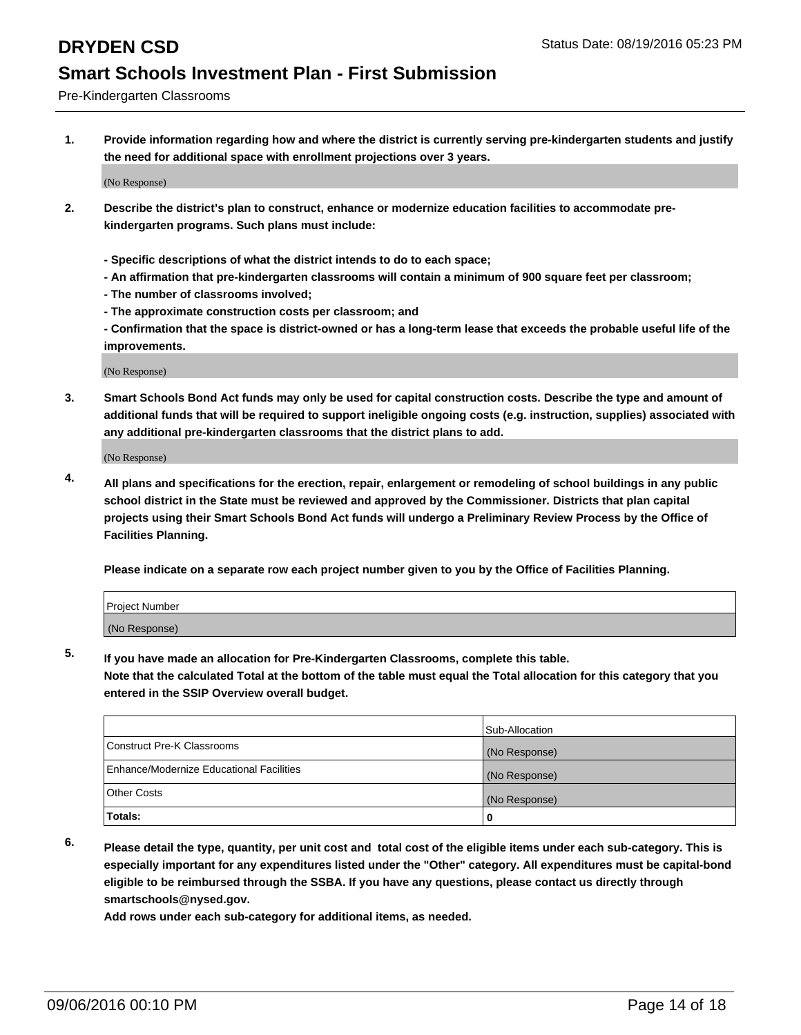# DRYDEN CSD

Status Date: 08/19/2016 05:23 PM

## Smart Schools Investment Plan - First Submission

Pre-Kindergarten Classrooms

**1. Provide information regarding how and where the district is currently serving pre-kindergarten students and justify the need for additional space with enrollment projections over 3 years.**

(No Response)

**2. Describe the district's plan to construct, enhance or modernize education facilities to accommodate pre-kindergarten programs. Such plans must include:**

**- Specific descriptions of what the district intends to do to each space;**
**- An affirmation that pre-kindergarten classrooms will contain a minimum of 900 square feet per classroom;**
**- The number of classrooms involved;**
**- The approximate construction costs per classroom; and**
**- Confirmation that the space is district-owned or has a long-term lease that exceeds the probable useful life of the improvements.**

(No Response)

**3. Smart Schools Bond Act funds may only be used for capital construction costs. Describe the type and amount of additional funds that will be required to support ineligible ongoing costs (e.g. instruction, supplies) associated with any additional pre-kindergarten classrooms that the district plans to add.**

(No Response)

**4. All plans and specifications for the erection, repair, enlargement or remodeling of school buildings in any public school district in the State must be reviewed and approved by the Commissioner. Districts that plan capital projects using their Smart Schools Bond Act funds will undergo a Preliminary Review Process by the Office of Facilities Planning.**

**Please indicate on a separate row each project number given to you by the Office of Facilities Planning.**

| Project Number |
|---|
| (No Response) |

**5. If you have made an allocation for Pre-Kindergarten Classrooms, complete this table.**
**Note that the calculated Total at the bottom of the table must equal the Total allocation for this category that you entered in the SSIP Overview overall budget.**

| | Sub-Allocation |
|---|---|
| Construct Pre-K Classrooms | (No Response) |
| Enhance/Modernize Educational Facilities | (No Response) |
| Other Costs | (No Response) |
| **Totals:** | 0 |

**6. Please detail the type, quantity, per unit cost and total cost of the eligible items under each sub-category. This is especially important for any expenditures listed under the "Other" category. All expenditures must be capital-bond eligible to be reimbursed through the SSBA. If you have any questions, please contact us directly through smartschools@nysed.gov.**
**Add rows under each sub-category for additional items, as needed.**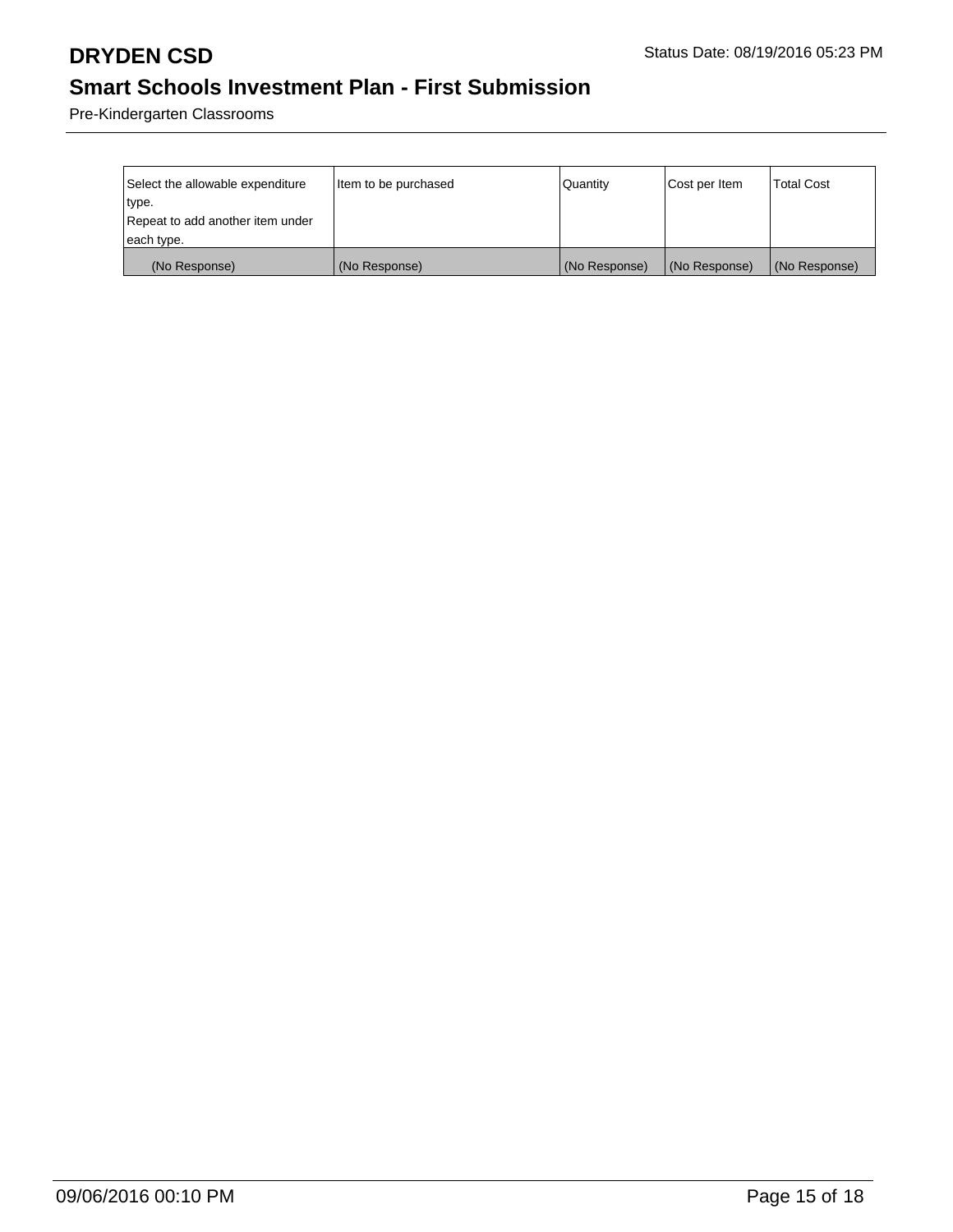| Select the allowable expenditure type. Repeat to add another item under each type. | Item to be purchased | Quantity | Cost per Item | Total Cost |
|---|---|---|---|---|
| (No Response) | (No Response) | (No Response) | (No Response) | (No Response) |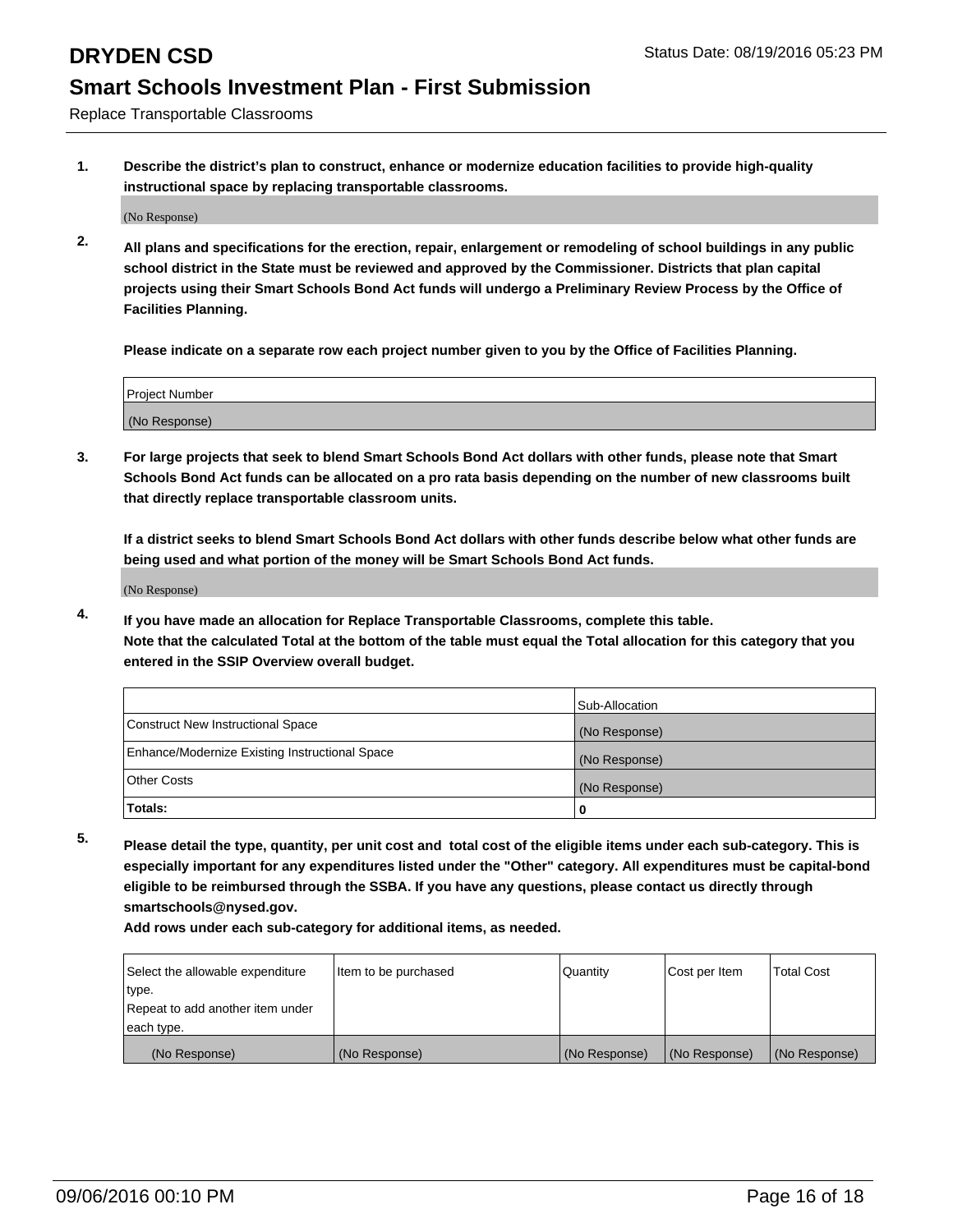# DRYDEN CSD

Status Date: 08/19/2016 05:23 PM

## Smart Schools Investment Plan - First Submission

Replace Transportable Classrooms

**1. Describe the district's plan to construct, enhance or modernize education facilities to provide high-quality instructional space by replacing transportable classrooms.**

(No Response)

**2. All plans and specifications for the erection, repair, enlargement or remodeling of school buildings in any public school district in the State must be reviewed and approved by the Commissioner. Districts that plan capital projects using their Smart Schools Bond Act funds will undergo a Preliminary Review Process by the Office of Facilities Planning.**

**Please indicate on a separate row each project number given to you by the Office of Facilities Planning.**

| Project Number |
| --- |
| (No Response) |

**3. For large projects that seek to blend Smart Schools Bond Act dollars with other funds, please note that Smart Schools Bond Act funds can be allocated on a pro rata basis depending on the number of new classrooms built that directly replace transportable classroom units.**

**If a district seeks to blend Smart Schools Bond Act dollars with other funds describe below what other funds are being used and what portion of the money will be Smart Schools Bond Act funds.**

(No Response)

**4. If you have made an allocation for Replace Transportable Classrooms, complete this table. Note that the calculated Total at the bottom of the table must equal the Total allocation for this category that you entered in the SSIP Overview overall budget.**

| | Sub-Allocation |
| --- | --- |
| Construct New Instructional Space | (No Response) |
| Enhance/Modernize Existing Instructional Space | (No Response) |
| Other Costs | (No Response) |
| **Totals:** | **0** |

**5. Please detail the type, quantity, per unit cost and total cost of the eligible items under each sub-category. This is especially important for any expenditures listed under the "Other" category. All expenditures must be capital-bond eligible to be reimbursed through the SSBA. If you have any questions, please contact us directly through smartschools@nysed.gov.**

**Add rows under each sub-category for additional items, as needed.**

| Select the allowable expenditure type. Repeat to add another item under each type. | Item to be purchased | Quantity | Cost per Item | Total Cost |
| --- | --- | --- | --- | --- |
| (No Response) | (No Response) | (No Response) | (No Response) | (No Response) |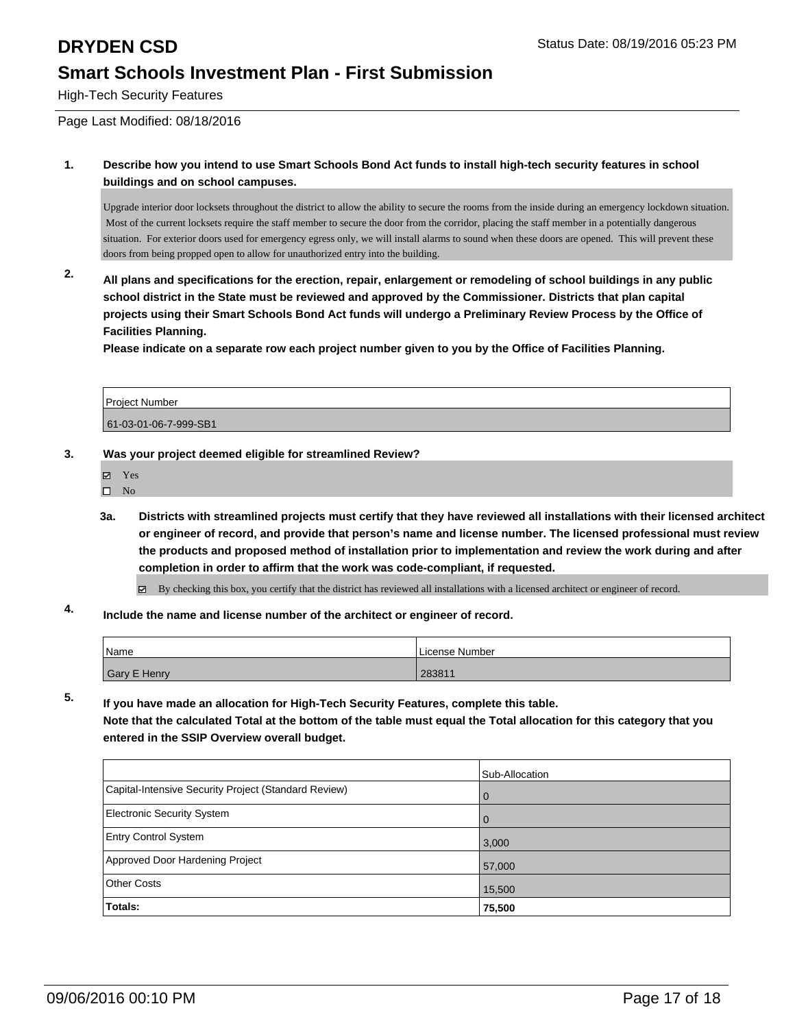# DRYDEN CSD

Status Date: 08/19/2016 05:23 PM

## Smart Schools Investment Plan - First Submission

High-Tech Security Features

Page Last Modified: 08/18/2016

**1. Describe how you intend to use Smart Schools Bond Act funds to install high-tech security features in school buildings and on school campuses.**

Upgrade interior door locksets throughout the district to allow the ability to secure the rooms from the inside during an emergency lockdown situation. Most of the current locksets require the staff member to secure the door from the corridor, placing the staff member in a potentially dangerous situation. For exterior doors used for emergency egress only, we will install alarms to sound when these doors are opened. This will prevent these doors from being propped open to allow for unauthorized entry into the building.

**2. All plans and specifications for the erection, repair, enlargement or remodeling of school buildings in any public school district in the State must be reviewed and approved by the Commissioner. Districts that plan capital projects using their Smart Schools Bond Act funds will undergo a Preliminary Review Process by the Office of Facilities Planning.**

**Please indicate on a separate row each project number given to you by the Office of Facilities Planning.**

| Project Number |
|---|
| 61-03-01-06-7-999-SB1 |

**3. Was your project deemed eligible for streamlined Review?**

- ☑ Yes
- ☐ No

**3a. Districts with streamlined projects must certify that they have reviewed all installations with their licensed architect or engineer of record, and provide that person's name and license number. The licensed professional must review the products and proposed method of installation prior to implementation and review the work during and after completion in order to affirm that the work was code-compliant, if requested.**

- ☑ By checking this box, you certify that the district has reviewed all installations with a licensed architect or engineer of record.

**4. Include the name and license number of the architect or engineer of record.**

| Name | License Number |
|---|---|
| Gary E Henry | 283811 |

**5. If you have made an allocation for High-Tech Security Features, complete this table.**
**Note that the calculated Total at the bottom of the table must equal the Total allocation for this category that you entered in the SSIP Overview overall budget.**

| | Sub-Allocation |
|---|---|
| Capital-Intensive Security Project (Standard Review) | 0 |
| Electronic Security System | 0 |
| Entry Control System | 3,000 |
| Approved Door Hardening Project | 57,000 |
| Other Costs | 15,500 |
| **Totals:** | **75,500** |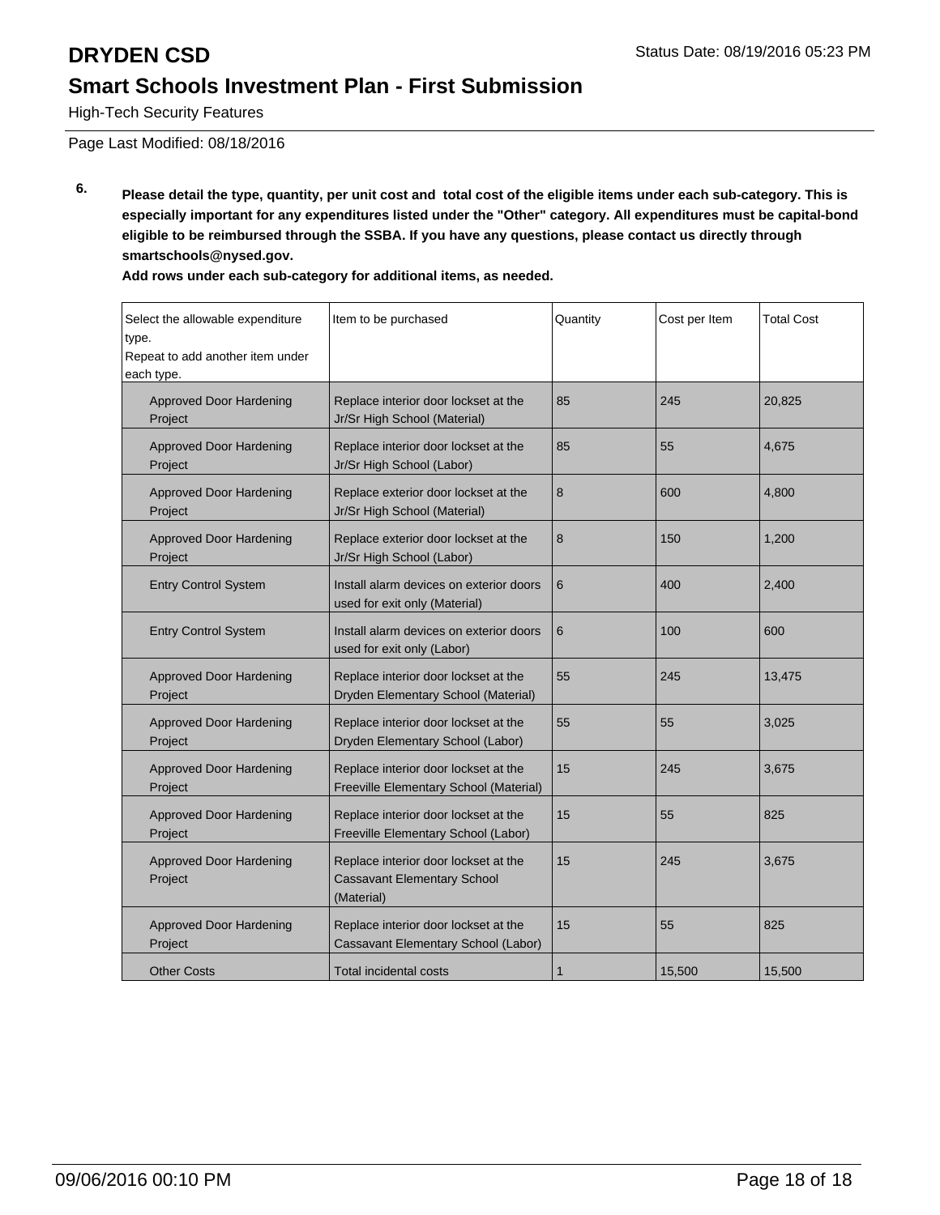# DRYDEN CSD

Status Date: 08/19/2016 05:23 PM

## Smart Schools Investment Plan - First Submission

High-Tech Security Features

Page Last Modified: 08/18/2016

**6. Please detail the type, quantity, per unit cost and total cost of the eligible items under each sub-category. This is especially important for any expenditures listed under the "Other" category. All expenditures must be capital-bond eligible to be reimbursed through the SSBA. If you have any questions, please contact us directly through smartschools@nysed.gov.**

**Add rows under each sub-category for additional items, as needed.**

| Select the allowable expenditure type. Repeat to add another item under each type. | Item to be purchased | Quantity | Cost per Item | Total Cost |
|---|---|---|---|---|
| Approved Door Hardening Project | Replace interior door lockset at the Jr/Sr High School (Material) | 85 | 245 | 20,825 |
| Approved Door Hardening Project | Replace interior door lockset at the Jr/Sr High School (Labor) | 85 | 55 | 4,675 |
| Approved Door Hardening Project | Replace exterior door lockset at the Jr/Sr High School (Material) | 8 | 600 | 4,800 |
| Approved Door Hardening Project | Replace exterior door lockset at the Jr/Sr High School (Labor) | 8 | 150 | 1,200 |
| Entry Control System | Install alarm devices on exterior doors used for exit only (Material) | 6 | 400 | 2,400 |
| Entry Control System | Install alarm devices on exterior doors used for exit only (Labor) | 6 | 100 | 600 |
| Approved Door Hardening Project | Replace interior door lockset at the Dryden Elementary School (Material) | 55 | 245 | 13,475 |
| Approved Door Hardening Project | Replace interior door lockset at the Dryden Elementary School (Labor) | 55 | 55 | 3,025 |
| Approved Door Hardening Project | Replace interior door lockset at the Freeville Elementary School (Material) | 15 | 245 | 3,675 |
| Approved Door Hardening Project | Replace interior door lockset at the Freeville Elementary School (Labor) | 15 | 55 | 825 |
| Approved Door Hardening Project | Replace interior door lockset at the Cassavant Elementary School (Material) | 15 | 245 | 3,675 |
| Approved Door Hardening Project | Replace interior door lockset at the Cassavant Elementary School (Labor) | 15 | 55 | 825 |
| Other Costs | Total incidental costs | 1 | 15,500 | 15,500 |